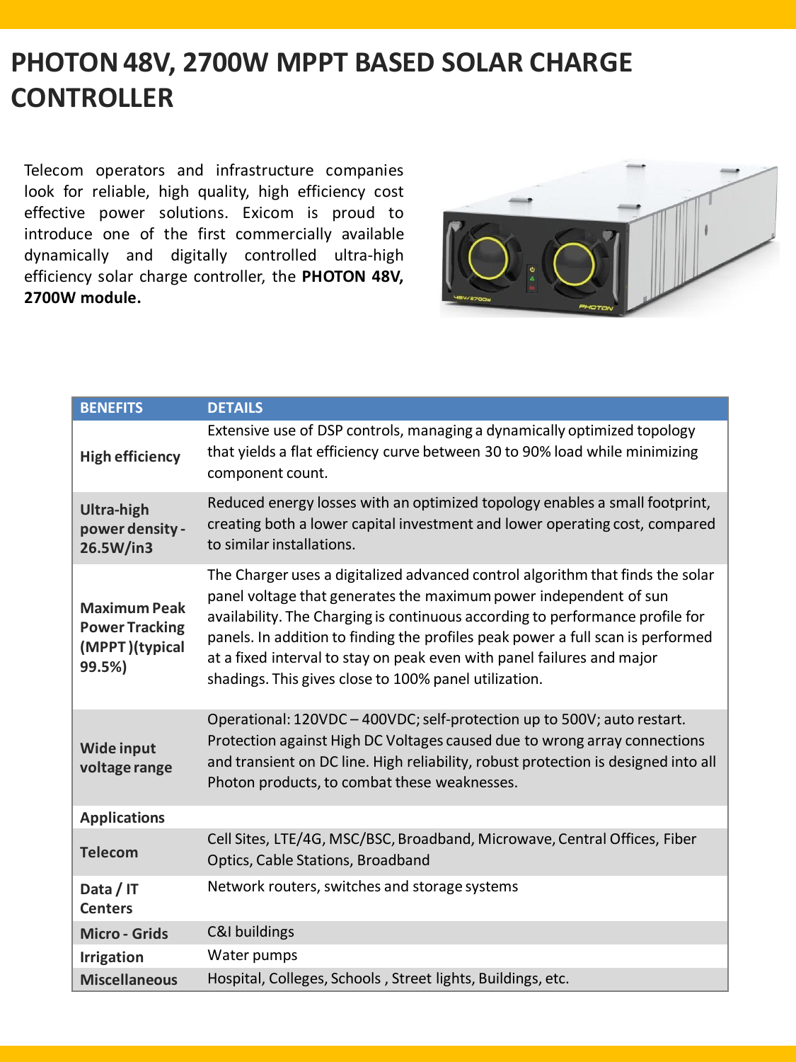# PHOTON 48V, 2700W MPPT BASED SOLAR CHARGE CONTROLLER

Telecom operators and infrastructure companies look for reliable, high quality, high efficiency cost effective power solutions. Exicom is proud to introduce one of the first commercially available dynamically and digitally controlled ultra-high efficiency solar charge controller, the **PHOTON 48V, 2700W module.**

| BENEFITS | DETAILS |
|---|---|
| **High efficiency** | Extensive use of DSP controls, managing a dynamically optimized topology that yields a flat efficiency curve between 30 to 90% load while minimizing component count. |
| **Ultra-high power density - 26.5W/in3** | Reduced energy losses with an optimized topology enables a small footprint, creating both a lower capital investment and lower operating cost, compared to similar installations. |
| **Maximum Peak Power Tracking (MPPT )(typical 99.5%)** | The Charger uses a digitalized advanced control algorithm that finds the solar panel voltage that generates the maximum power independent of sun availability. The Charging is continuous according to performance profile for panels. In addition to finding the profiles peak power a full scan is performed at a fixed interval to stay on peak even with panel failures and major shadings. This gives close to 100% panel utilization. |
| **Wide input voltage range** | Operational: 120VDC – 400VDC; self-protection up to 500V; auto restart. Protection against High DC Voltages caused due to wrong array connections and transient on DC line. High reliability, robust protection is designed into all Photon products, to combat these weaknesses. |
| **Applications** | |
| **Telecom** | Cell Sites, LTE/4G, MSC/BSC, Broadband, Microwave, Central Offices, Fiber Optics, Cable Stations, Broadband |
| **Data / IT Centers** | Network routers, switches and storage systems |
| **Micro - Grids** | C&I buildings |
| **Irrigation** | Water pumps |
| **Miscellaneous** | Hospital, Colleges, Schools , Street lights, Buildings, etc. |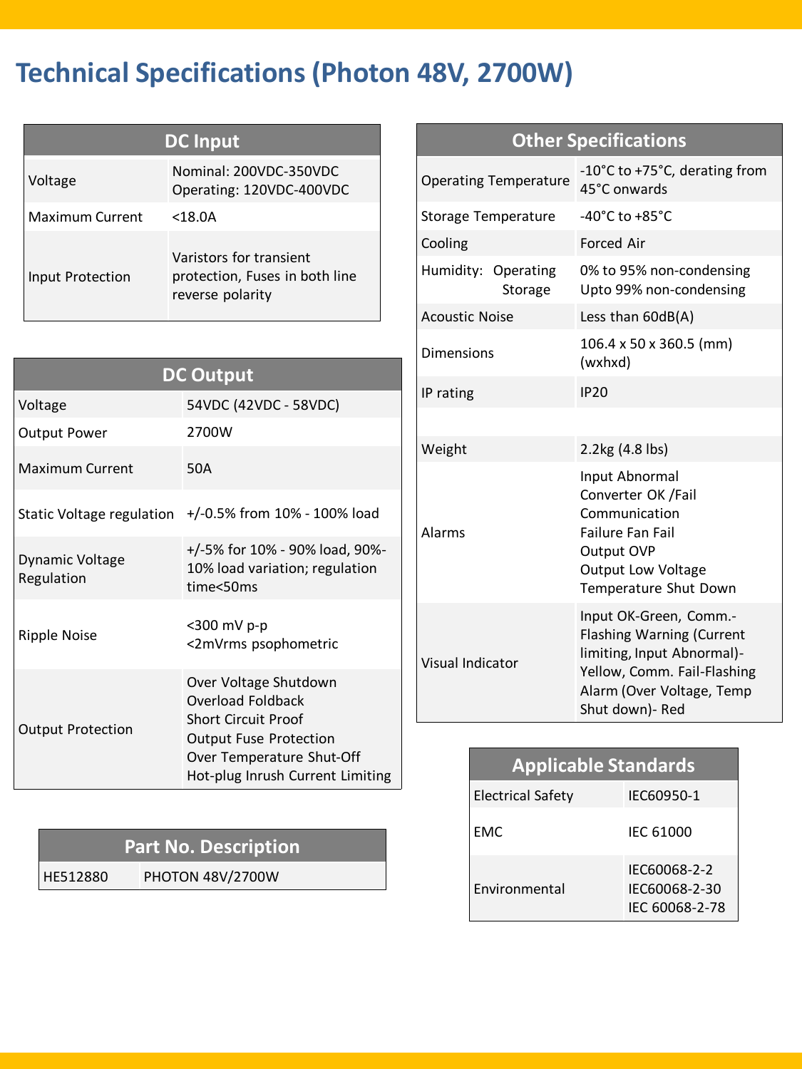# Technical Specifications (Photon 48V, 2700W)

| DC Input | |
|---|---|
| Voltage | Nominal: 200VDC-350VDC<br>Operating: 120VDC-400VDC |
| Maximum Current | <18.0A |
| Input Protection | Varistors for transient protection, Fuses in both line reverse polarity |

| DC Output | |
|---|---|
| Voltage | 54VDC (42VDC - 58VDC) |
| Output Power | 2700W |
| Maximum Current | 50A |
| Static Voltage regulation | +/-0.5% from 10% - 100% load |
| Dynamic Voltage Regulation | +/-5% for 10% - 90% load, 90%-10% load variation; regulation time<50ms |
| Ripple Noise | <300 mV p-p<br><2mVrms psophometric |
| Output Protection | Over Voltage Shutdown<br>Overload Foldback<br>Short Circuit Proof<br>Output Fuse Protection<br>Over Temperature Shut-Off<br>Hot-plug Inrush Current Limiting |

| Part No. Description | |
|---|---|
| HE512880 | PHOTON 48V/2700W |

| Other Specifications | |
|---|---|
| Operating Temperature | -10°C to +75°C, derating from 45°C onwards |
| Storage Temperature | -40°C to +85°C |
| Cooling | Forced Air |
| Humidity: Operating<br>Storage | 0% to 95% non-condensing<br>Upto 99% non-condensing |
| Acoustic Noise | Less than 60dB(A) |
| Dimensions | 106.4 x 50 x 360.5 (mm) (wxhxd) |
| IP rating | IP20 |
| | |
| Weight | 2.2kg (4.8 lbs) |
| Alarms | Input Abnormal<br>Converter OK /Fail<br>Communication<br>Failure Fan Fail<br>Output OVP<br>Output Low Voltage<br>Temperature Shut Down |
| Visual Indicator | Input OK-Green, Comm.-Flashing Warning (Current limiting, Input Abnormal)-Yellow, Comm. Fail-Flashing Alarm (Over Voltage, Temp Shut down)- Red |

| Applicable Standards | |
|---|---|
| Electrical Safety | IEC60950-1 |
| EMC | IEC 61000 |
| Environmental | IEC60068-2-2<br>IEC60068-2-30<br>IEC 60068-2-78 |